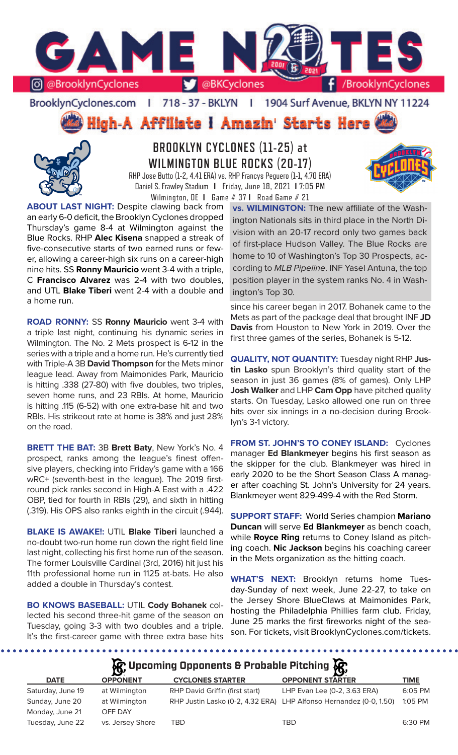# GAME NOTES

@BrooklynCyclones | @BKCyclones | /BrooklynCyclones

BrooklynCyclones.com | 718-37-BKLYN | 1904 Surf Avenue, BKLYN NY 11224

**High-A Affiliate | Amazin' Starts Here**

## BROOKLYN CYCLONES (11-25) at WILMINGTON BLUE ROCKS (20-17)

RHP Jose Butto (1-2, 4.41 ERA) vs. RHP Francys Peguero (1-1, 4.70 ERA)
Daniel S. Frawley Stadium | Friday, June 18, 2021 | 7:05 PM
Wilmington, DE | Game # 37 | Road Game # 21

**ABOUT LAST NIGHT:** Despite clawing back from an early 6-0 deficit, the Brooklyn Cyclones dropped Thursday's game 8-4 at Wilmington against the Blue Rocks. RHP **Alec Kisena** snapped a streak of five-consecutive starts of two earned runs or fewer, allowing a career-high six runs on a career-high nine hits. SS **Ronny Mauricio** went 3-4 with a triple, C **Francisco Alvarez** was 2-4 with two doubles, and UTL **Blake Tiberi** went 2-4 with a double and a home run.

**ROAD RONNY:** SS **Ronny Mauricio** went 3-4 with a triple last night, continuing his dynamic series in Wilmington. The No. 2 Mets prospect is 6-12 in the series with a triple and a home run. He's currently tied with Triple-A 3B **David Thompson** for the Mets minor league lead. Away from Maimonides Park, Mauricio is hitting .338 (27-80) with five doubles, two triples, seven home runs, and 23 RBIs. At home, Mauricio is hitting .115 (6-52) with one extra-base hit and two RBIs. His strikeout rate at home is 38% and just 28% on the road.

**BRETT THE BAT:** 3B **Brett Baty**, New York's No. 4 prospect, ranks among the league's finest offensive players, checking into Friday's game with a 166 wRC+ (seventh-best in the league). The 2019 first-round pick ranks second in High-A East with a .422 OBP, tied for fourth in RBIs (29), and sixth in hitting (.319). His OPS also ranks eighth in the circuit (.944).

**BLAKE IS AWAKE!:** UTIL **Blake Tiberi** launched a no-doubt two-run home run down the right field line last night, collecting his first home run of the season. The former Louisville Cardinal (3rd, 2016) hit just his 11th professional home run in 1125 at-bats. He also added a double in Thursday's contest.

**BO KNOWS BASEBALL:** UTIL **Cody Bohanek** collected his second three-hit game of the season on Tuesday, going 3-3 with two doubles and a triple. It's the first-career game with three extra base hits since his career began in 2017. Bohanek came to the Mets as part of the package deal that brought INF **JD Davis** from Houston to New York in 2019. Over the first three games of the series, Bohanek is 5-12.

**vs. WILMINGTON:** The new affiliate of the Washington Nationals sits in third place in the North Division with an 20-17 record only two games back of first-place Hudson Valley. The Blue Rocks are home to 10 of Washington's Top 30 Prospects, according to *MLB Pipeline*. INF Yasel Antuna, the top position player in the system ranks No. 4 in Washington's Top 30.

**QUALITY, NOT QUANTITY:** Tuesday night RHP **Justin Lasko** spun Brooklyn's third quality start of the season in just 36 games (8% of games). Only LHP **Josh Walker** and LHP **Cam Opp** have pitched quality starts. On Tuesday, Lasko allowed one run on three hits over six innings in a no-decision during Brooklyn's 3-1 victory.

**FROM ST. JOHN'S TO CONEY ISLAND:** Cyclones manager **Ed Blankmeyer** begins his first season as the skipper for the club. Blankmeyer was hired in early 2020 to be the Short Season Class A manager after coaching St. John's University for 24 years. Blankmeyer went 829-499-4 with the Red Storm.

**SUPPORT STAFF:** World Series champion **Mariano Duncan** will serve **Ed Blankmeyer** as bench coach, while **Royce Ring** returns to Coney Island as pitching coach. **Nic Jackson** begins his coaching career in the Mets organization as the hitting coach.

**WHAT'S NEXT:** Brooklyn returns home Tuesday-Sunday of next week, June 22-27, to take on the Jersey Shore BlueClaws at Maimonides Park, hosting the Philadelphia Phillies farm club. Friday, June 25 marks the first fireworks night of the season. For tickets, visit BrooklynCyclones.com/tickets.

### Upcoming Opponents & Probable Pitching

| DATE | OPPONENT | CYCLONES STARTER | OPPONENT STARTER | TIME |
|---|---|---|---|---|
| Saturday, June 19 | at Wilmington | RHP David Griffin (first start) | LHP Evan Lee (0-2, 3.63 ERA) | 6:05 PM |
| Sunday, June 20 | at Wilmington | RHP Justin Lasko (0-2, 4.32 ERA) | LHP Alfonso Hernandez (0-0, 1.50) | 1:05 PM |
| Monday, June 21 | OFF DAY | | | |
| Tuesday, June 22 | vs. Jersey Shore | TBD | TBD | 6:30 PM |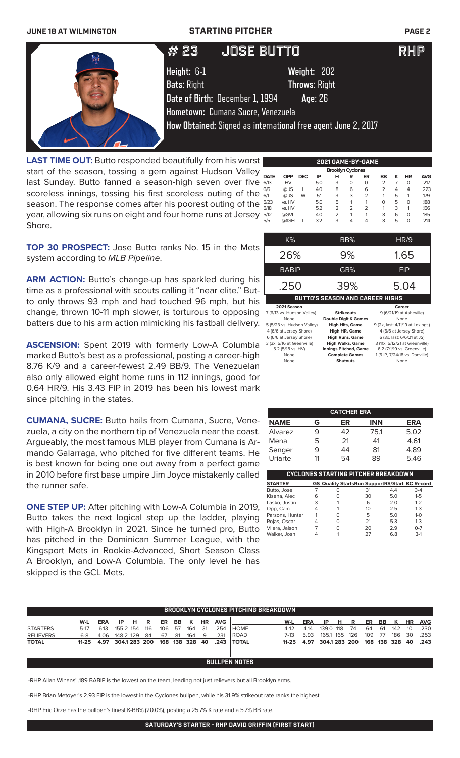## STARTING PITCHER

# # 23 JOSE BUTTO RHP

**Height:** 6-1 **Weight:** 202

**Bats:** Right **Throws:** Right

**Date of Birth:** December 1, 1994 **Age:** 26

**Hometown:** Cumana Sucre, Venezuela

**How Obtained:** Signed as international free agent June 2, 2017

**LAST TIME OUT:** Butto responded beautifully from his worst start of the season, tossing a gem against Hudson Valley last Sunday. Butto fanned a season-high seven over five scoreless innings, tossing his first scoreless outing of the season. The response comes after his poorest outing of the year, allowing six runs on eight and four home runs at Jersey Shore.

**TOP 30 PROSPECT:** Jose Butto ranks No. 15 in the Mets system according to *MLB Pipeline*.

**ARM ACTION:** Butto's change-up has sparkled during his time as a professional with scouts calling it "near elite." Butto only throws 93 mph and had touched 96 mph, but his change, thrown 10-11 mph slower, is torturous to opposing batters due to his arm action mimicking his fastball delivery.

**ASCENSION:** Spent 2019 with formerly Low-A Columbia marked Butto's best as a professional, posting a career-high 8.76 K/9 and a career-fewest 2.49 BB/9. The Venezuelan also only allowed eight home runs in 112 innings, good for 0.64 HR/9. His 3.43 FIP in 2019 has been his lowest mark since pitching in the states.

**CUMANA, SUCRE:** Butto hails from Cumana, Sucre, Venezuela, a city on the northern tip of Venezuela near the coast. Argueably, the most famous MLB player from Cumana is Armando Galarraga, who pitched for five different teams. He is best known for being one out away from a perfect game in 2010 before first base umpire Jim Joyce mistakenly called the runner safe.

**ONE STEP UP:** After pitching with Low-A Columbia in 2019, Butto takes the next logical step up the ladder, playing with High-A Brooklyn in 2021. Since he turned pro, Butto has pitched in the Dominican Summer League, with the Kingsport Mets in Rookie-Advanced, Short Season Class A Brooklyn, and Low-A Columbia. The only level he has skipped is the GCL Mets.

### 2021 GAME-BY-GAME

Brooklyn Cyclones

| DATE | OPP | DEC | IP | H | R | ER | BB | K | HR | AVG |
|---|---|---|---|---|---|---|---|---|---|---|
| 6/13 | HV | | 5.0 | 3 | 0 | 0 | 2 | 7 | 0 | .217 |
| 6/6 | @ JS | L | 4.0 | 8 | 6 | 6 | 2 | 4 | 4 | .223 |
| 6/1 | @ JS | W | 5.1 | 3 | 3 | 2 | 1 | 5 | 1 | .179 |
| 5/23 | vs. HV | | 5.0 | 5 | 1 | 1 | 0 | 5 | 0 | .188 |
| 5/18 | vs. HV | | 5.2 | 2 | 2 | 2 | 1 | 3 | 1 | .156 |
| 5/12 | @GVL | | 4.0 | 2 | 1 | 1 | 3 | 6 | 0 | .185 |
| 5/5 | @ASH | L | 3.2 | 3 | 4 | 4 | 3 | 5 | 0 | .214 |

| K% | BB% | HR/9 |
|---|---|---|
| 26% | 9% | 1.65 |
| **BABIP** | **GB%** | **FIP** |
| .250 | 39% | 5.04 |

### BUTTO'S SEASON AND CAREER HIGHS

| 2021 Season | | Career |
|---|---|---|
| 7 (6/13 vs. Hudson Valley) | Strikeouts | 9 (6/21/19 at Asheville) |
| None | Double Digit K Games | None |
| 5 (5/23 vs. Hudson Valley) | High Hits, Game | 9 (2x, last: 4/11/19 at Lexingt.) |
| 4 (6/6 at Jersey Shore) | High HR, Game | 4 (6/6 at Jersey Shore) |
| 6 (6/6 at Jersey Shore) | High Runs, Game | 6 (3x, last: 6/6/21 at JS) |
| 3 (3x, 5/16 at Greenville) | High Walks, Game | 3 (11x, 5/12/21 at Greenville) |
| 5.2 (5/18 vs. HV) | Innings Pitched, Game | 6.2 (7/1/19 vs. Greenville) |
| None | Complete Games | 1 (6 IP, 7/24/18 vs. Danville) |
| None | Shutouts | None |

### CATCHER ERA

| NAME | G | ER | INN | ERA |
|---|---|---|---|---|
| Alvarez | 9 | 42 | 75.1 | 5.02 |
| Mena | 5 | 21 | 41 | 4.61 |
| Senger | 9 | 44 | 81 | 4.89 |
| Uriarte | 11 | 54 | 89 | 5.46 |

### CYCLONES STARTING PITCHER BREAKDOWN

| STARTER | GS | Quality Starts | Run Support | RS/Start | BC Record |
|---|---|---|---|---|---|
| Butto, Jose | 7 | 0 | 31 | 4.4 | 3-4 |
| Kisena, Alec | 6 | 0 | 30 | 5.0 | 1-5 |
| Lasko, Justin | 3 | 1 | 6 | 2.0 | 1-2 |
| Opp, Cam | 4 | 1 | 10 | 2.5 | 1-3 |
| Parsons, Hunter | 1 | 0 | 5 | 5.0 | 1-0 |
| Rojas, Oscar | 4 | 0 | 21 | 5.3 | 1-3 |
| Vilera, Jaison | 7 | 0 | 20 | 2.9 | 0-7 |
| Walker, Josh | 4 | 1 | 27 | 6.8 | 3-1 |

### BROOKLYN CYCLONES PITCHING BREAKDOWN

| | W-L | ERA | IP | H | R | ER | BB | K | HR | AVG |
|---|---|---|---|---|---|---|---|---|---|---|
| STARTERS | 5-17 | 6.13 | 155.2 | 154 | 116 | 106 | 57 | 164 | 31 | .254 |
| RELIEVERS | 6-8 | 4.06 | 148.2 | 129 | 84 | 67 | 81 | 164 | 9 | .231 |
| **TOTAL** | **11-25** | **4.97** | **304.1** | **283** | **200** | **168** | **138** | **328** | **40** | **.243** |

| | W-L | ERA | IP | H | R | ER | BB | K | HR | AVG |
|---|---|---|---|---|---|---|---|---|---|---|
| HOME | 4-12 | 4.14 | 139.0 | 118 | 74 | 64 | 61 | 142 | 10 | .230 |
| ROAD | 7-13 | 5.93 | 165.1 | 165 | 126 | 109 | 77 | 186 | 30 | .253 |
| **TOTAL** | **11-25** | **4.97** | **304.1** | **283** | **200** | **168** | **138** | **328** | **40** | **.243** |

### BULLPEN NOTES

-RHP Allan Winans' .189 BABIP is the lowest on the team, leading not just relievers but all Brooklyn arms.

-RHP Brian Metoyer's 2.93 FIP is the lowest in the Cyclones bullpen, while his 31.9% strikeout rate ranks the highest.

-RHP Eric Orze has the bullpen's finest K-BB% (20.0%), posting a 25.7% K rate and a 5.7% BB rate.

### SATURDAY'S STARTER - RHP DAVID GRIFFIN (FIRST START)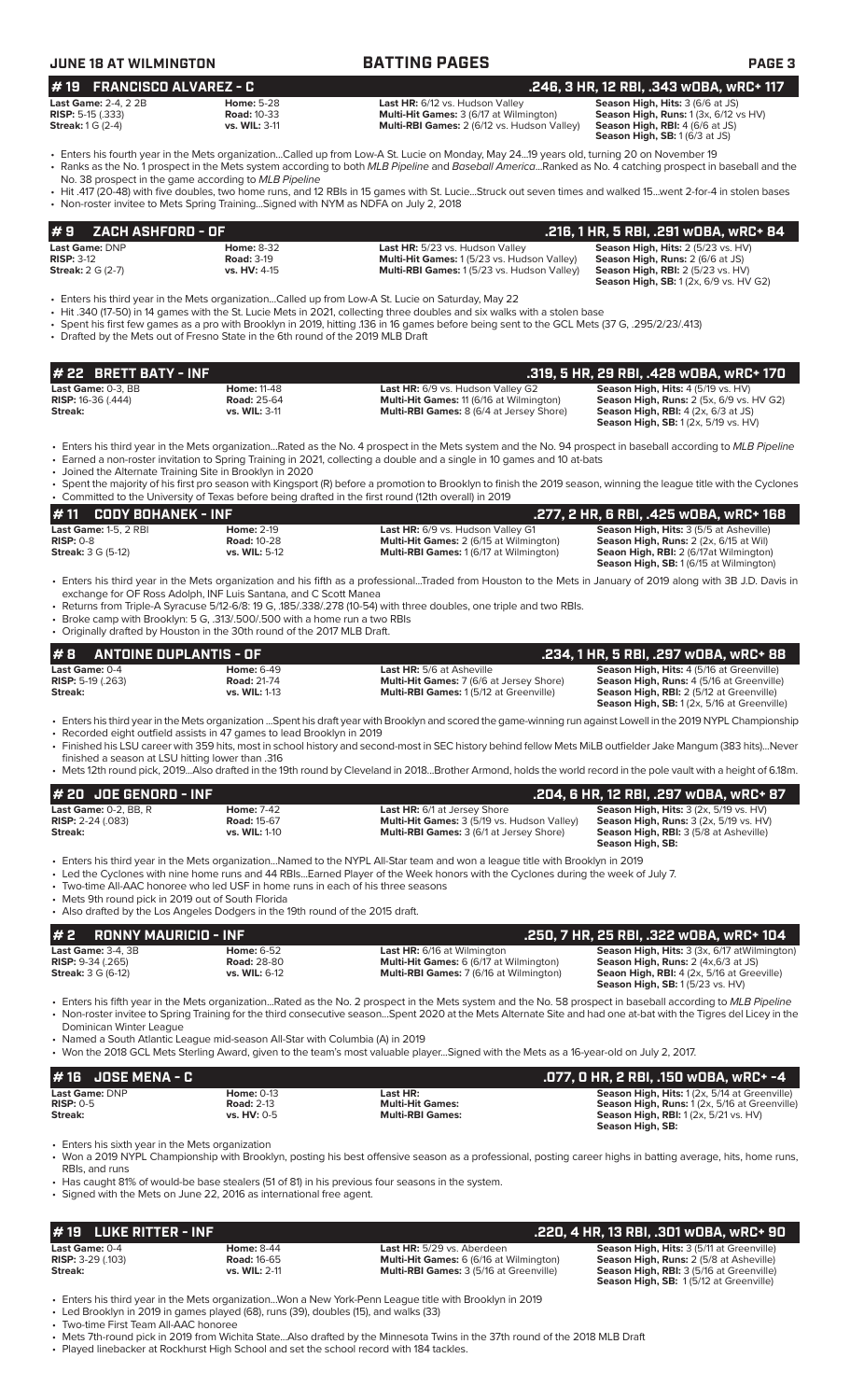**JUNE 18 AT WILMINGTON** — **BATTING PAGES**

## # 19 FRANCISCO ALVAREZ - C — .246, 3 HR, 12 RBI, .343 wOBA, wRC+ 117

**Last Game:** 2-4, 2 2B | **Home:** 5-28 | **Last HR:** 6/12 vs. Hudson Valley | **Season High, Hits:** 3 (6/6 at JS)
**RISP:** 5-15 (.333) | **Road:** 10-33 | **Multi-Hit Games:** 3 (6/17 at Wilmington) | **Season High, Runs:** 1 (3x, 6/12 vs HV)
**Streak:** 1 G (2-4) | **vs. WIL:** 3-11 | **Multi-RBI Games:** 2 (6/12 vs. Hudson Valley) | **Season High, RBI:** 4 (6/6 at JS)
**Season High, SB:** 1 (6/3 at JS)

- Enters his fourth year in the Mets organization...Called up from Low-A St. Lucie on Monday, May 24...19 years old, turning 20 on November 19
- Ranks as the No. 1 prospect in the Mets system according to both *MLB Pipeline* and *Baseball America*...Ranked as No. 4 catching prospect in baseball and the No. 38 prospect in the game according to *MLB Pipeline*
- Hit .417 (20-48) with five doubles, two home runs, and 12 RBIs in 15 games with St. Lucie...Struck out seven times and walked 15...went 2-for-4 in stolen bases
- Non-roster invitee to Mets Spring Training...Signed with NYM as NDFA on July 2, 2018

## # 9 ZACH ASHFORD - OF — .216, 1 HR, 5 RBI, .291 wOBA, wRC+ 84

**Last Game:** DNP | **Home:** 8-32 | **Last HR:** 5/23 vs. Hudson Valley | **Season High, Hits:** 2 (5/23 vs. HV)
**RISP:** 3-12 | **Road:** 3-19 | **Multi-Hit Games:** 1 (5/23 vs. Hudson Valley) | **Season High, Runs:** 2 (6/6 at JS)
**Streak:** 2 G (2-7) | **vs. HV:** 4-15 | **Multi-RBI Games:** 1 (5/23 vs. Hudson Valley) | **Season High, RBI:** 2 (5/23 vs. HV)
**Season High, SB:** 1 (2x, 6/9 vs. HV G2)

- Enters his third year in the Mets organization...Called up from Low-A St. Lucie on Saturday, May 22
- Hit .340 (17-50) in 14 games with the St. Lucie Mets in 2021, collecting three doubles and six walks with a stolen base
- Spent his first few games as a pro with Brooklyn in 2019, hitting .136 in 16 games before being sent to the GCL Mets (37 G, .295/2/23/.413)
- Drafted by the Mets out of Fresno State in the 6th round of the 2019 MLB Draft

## # 22 BRETT BATY - INF — .319, 5 HR, 29 RBI, .428 wOBA, wRC+ 170

**Last Game:** 0-3, BB | **Home:** 11-48 | **Last HR:** 6/9 vs. Hudson Valley G2 | **Season High, Hits:** 4 (5/19 vs. HV)
**RISP:** 16-36 (.444) | **Road:** 25-64 | **Multi-Hit Games:** 11 (6/16 at Wilmington) | **Season High, Runs:** 2 (5x, 6/9 vs. HV G2)
**Streak:** | **vs. WIL:** 3-11 | **Multi-RBI Games:** 8 (6/4 at Jersey Shore) | **Season High, RBI:** 4 (2x, 6/3 at JS)
**Season High, SB:** 1 (2x, 5/19 vs. HV)

- Enters his third year in the Mets organization...Rated as the No. 4 prospect in the Mets system and the No. 94 prospect in baseball according to *MLB Pipeline*
- Earned a non-roster invitation to Spring Training in 2021, collecting a double and a single in 10 games and 10 at-bats
- Joined the Alternate Training Site in Brooklyn in 2020
- Spent the majority of his first pro season with Kingsport (R) before a promotion to Brooklyn to finish the 2019 season, winning the league title with the Cyclones
- Committed to the University of Texas before being drafted in the first round (12th overall) in 2019

## # 11 CODY BOHANEK - INF — .277, 2 HR, 6 RBI, .425 wOBA, wRC+ 168

**Last Game:** 1-5, 2 RBI | **Home:** 2-19 | **Last HR:** 6/9 vs. Hudson Valley G1 | **Season High, Hits:** 3 (5/5 at Asheville)
**RISP:** 0-8 | **Road:** 10-28 | **Multi-Hit Games:** 2 (6/15 at Wilmington) | **Season High, Runs:** 2 (2x, 6/15 at Wil)
**Streak:** 3 G (5-12) | **vs. WIL:** 5-12 | **Multi-RBI Games:** 1 (6/17 at Wilmington) | **Seaon High, RBI:** 2 (6/17at Wilmington)
**Season High, SB:** 1 (6/15 at Wilmington)

- Enters his third year in the Mets organization and his fifth as a professional...Traded from Houston to the Mets in January of 2019 along with 3B J.D. Davis in exchange for OF Ross Adolph, INF Luis Santana, and C Scott Manea
- Returns from Triple-A Syracuse 5/12-6/8: 19 G, .185/.338/.278 (10-54) with three doubles, one triple and two RBIs.
- Broke camp with Brooklyn: 5 G, .313/.500/.500 with a home run a two RBIs
- Originally drafted by Houston in the 30th round of the 2017 MLB Draft.

## # 8 ANTOINE DUPLANTIS - OF — .234, 1 HR, 5 RBI, .297 wOBA, wRC+ 88

**Last Game:** 0-4 | **Home:** 6-49 | **Last HR:** 5/6 at Asheville | **Season High, Hits:** 4 (5/16 at Greenville)
**RISP:** 5-19 (.263) | **Road:** 21-74 | **Multi-Hit Games:** 7 (6/6 at Jersey Shore) | **Season High, Runs:** 4 (5/16 at Greenville)
**Streak:** | **vs. WIL:** 1-13 | **Multi-RBI Games:** 1 (5/12 at Greenville) | **Season High, RBI:** 2 (5/12 at Greenville)
**Season High, SB:** 1 (2x, 5/16 at Greenville)

- Enters his third year in the Mets organization ...Spent his draft year with Brooklyn and scored the game-winning run against Lowell in the 2019 NYPL Championship
- Recorded eight outfield assists in 47 games to lead Brooklyn in 2019
- Finished his LSU career with 359 hits, most in school history and second-most in SEC history behind fellow Mets MiLB outfielder Jake Mangum (383 hits)...Never finished a season at LSU hitting lower than .316
- Mets 12th round pick, 2019...Also drafted in the 19th round by Cleveland in 2018...Brother Armond, holds the world record in the pole vault with a height of 6.18m.

## # 20 JOE GENORD - INF — .204, 6 HR, 12 RBI, .297 wOBA, wRC+ 87

**Last Game:** 0-2, BB, R | **Home:** 7-42 | **Last HR:** 6/1 at Jersey Shore | **Season High, Hits:** 3 (2x, 5/19 vs. HV)
**RISP:** 2-24 (.083) | **Road:** 15-67 | **Multi-Hit Games:** 3 (5/19 vs. Hudson Valley) | **Season High, Runs:** 3 (2x, 5/19 vs. HV)
**Streak:** | **vs. WIL:** 1-10 | **Multi-RBI Games:** 3 (6/1 at Jersey Shore) | **Season High, RBI:** 3 (5/8 at Asheville)
**Season High, SB:**

- Enters his third year in the Mets organization...Named to the NYPL All-Star team and won a league title with Brooklyn in 2019
- Led the Cyclones with nine home runs and 44 RBIs...Earned Player of the Week honors with the Cyclones during the week of July 7.
- Two-time All-AAC honoree who led USF in home runs in each of his three seasons
- Mets 9th round pick in 2019 out of South Florida
- Also drafted by the Los Angeles Dodgers in the 19th round of the 2015 draft.

## # 2 RONNY MAURICIO - INF — .250, 7 HR, 25 RBI, .322 wOBA, wRC+ 104

**Last Game:** 3-4, 3B | **Home:** 6-52 | **Last HR:** 6/16 at Wilmington | **Season High, Hits:** 3 (3x, 6/17 atWilmington)
**RISP:** 9-34 (.265) | **Road:** 28-80 | **Multi-Hit Games:** 6 (6/17 at Wilmington) | **Season High, Runs:** 2 (4x,6/3 at JS)
**Streak:** 3 G (6-12) | **vs. WIL:** 6-12 | **Multi-RBI Games:** 7 (6/16 at Wilmington) | **Seaon High, RBI:** 4 (2x, 5/16 at Greeville)
**Season High, SB:** 1 (5/23 vs. HV)

- Enters his fifth year in the Mets organization...Rated as the No. 2 prospect in the Mets system and the No. 58 prospect in baseball according to *MLB Pipeline*
- Non-roster invitee to Spring Training for the third consecutive season...Spent 2020 at the Mets Alternate Site and had one at-bat with the Tigres del Licey in the Dominican Winter League
- Named a South Atlantic League mid-season All-Star with Columbia (A) in 2019
- Won the 2018 GCL Mets Sterling Award, given to the team's most valuable player...Signed with the Mets as a 16-year-old on July 2, 2017.

## # 16 JOSE MENA - C — .077, 0 HR, 2 RBI, .150 wOBA, wRC+ -4

**Last Game:** DNP | **Home:** 0-13 | **Last HR:** | **Season High, Hits:** 1 (2x, 5/14 at Greenville)
**RISP:** 0-5 | **Road:** 2-13 | **Multi-Hit Games:** | **Season High, Runs:** 1 (2x, 5/16 at Greenville)
**Streak:** | **vs. HV:** 0-5 | **Multi-RBI Games:** | **Season High, RBI:** 1 (2x, 5/21 vs. HV)
**Season High, SB:**

- Enters his sixth year in the Mets organization
- Won a 2019 NYPL Championship with Brooklyn, posting his best offensive season as a professional, posting career highs in batting average, hits, home runs, RBIs, and runs
- Has caught 81% of would-be base stealers (51 of 81) in his previous four seasons in the system.
- Signed with the Mets on June 22, 2016 as international free agent.

## # 19 LUKE RITTER - INF — .220, 4 HR, 13 RBI, .301 wOBA, wRC+ 90

**Last Game:** 0-4 | **Home:** 8-44 | **Last HR:** 5/29 vs. Aberdeen | **Season High, Hits:** 3 (5/11 at Greenville)
**RISP:** 3-29 (.103) | **Road:** 16-65 | **Multi-Hit Games:** 6 (6/16 at Wilmington) | **Season High, Runs:** 2 (5/8 at Asheville)
**Streak:** | **vs. WIL:** 2-11 | **Multi-RBI Games:** 3 (5/16 at Greenville) | **Season High, RBI:** 3 (5/16 at Greenville)
**Season High, SB:** 1 (5/12 at Greenville)

- Enters his third year in the Mets organization...Won a New York-Penn League title with Brooklyn in 2019
- Led Brooklyn in 2019 in games played (68), runs (39), doubles (15), and walks (33)
- Two-time First Team All-AAC honoree
- Mets 7th-round pick in 2019 from Wichita State...Also drafted by the Minnesota Twins in the 37th round of the 2018 MLB Draft
- Played linebacker at Rockhurst High School and set the school record with 184 tackles.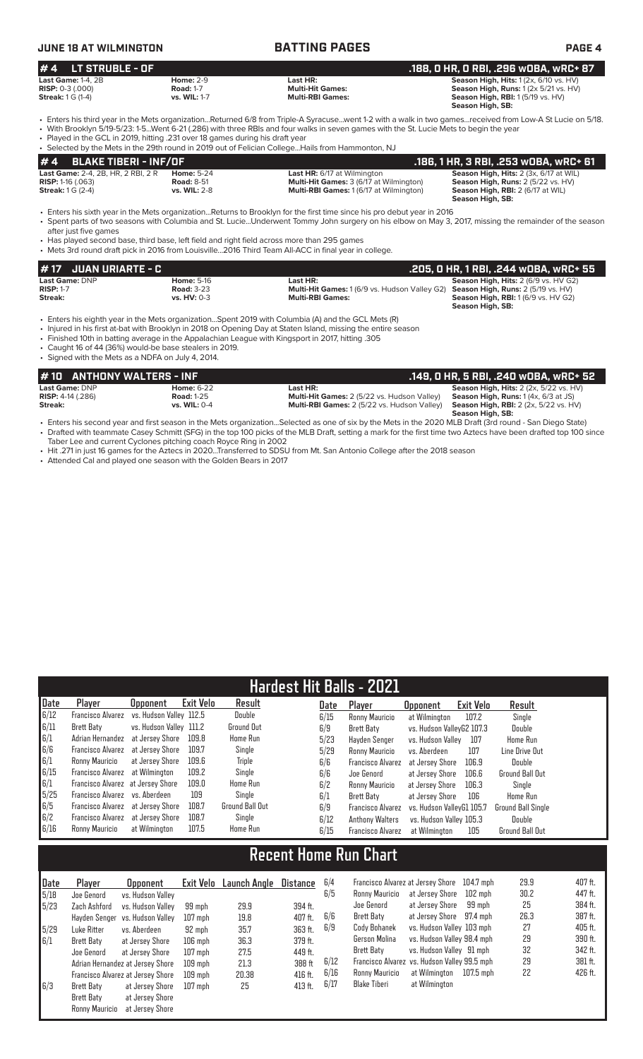## # 4 LT STRUBLE - OF

**.188, 0 HR, 0 RBI, .296 wOBA, wRC+ 87**

**Last Game:** 1-4, 2B | **Home:** 2-9 | **Last HR:** | **Season High, Hits:** 1 (2x, 6/10 vs. HV)
**RISP:** 0-3 (.000) | **Road:** 1-7 | **Multi-Hit Games:** | **Season High, Runs:** 1 (2x 5/21 vs. HV)
**Streak:** 1 G (1-4) | **vs. WIL:** 1-7 | **Multi-RBI Games:** | **Season High, RBI:** 1 (5/19 vs. HV)
**Season High, SB:**

- Enters his third year in the Mets organization...Returned 6/8 from Triple-A Syracuse...went 1-2 with a walk in two games...received from Low-A St Lucie on 5/18.
- With Brooklyn 5/19-5/23: 1-5...Went 6-21 (.286) with three RBIs and four walks in seven games with the St. Lucie Mets to begin the year
- Played in the GCL in 2019, hitting .231 over 18 games during his draft year
- Selected by the Mets in the 29th round in 2019 out of Felician College...Hails from Hammonton, NJ

## # 4 BLAKE TIBERI - INF/OF

**.186, 1 HR, 3 RBI, .253 wOBA, wRC+ 61**

**Last Game:** 2-4, 2B, HR, 2 RBI, 2 R | **Home:** 5-24 | **Last HR:** 6/17 at Wilmington | **Season High, Hits:** 2 (3x, 6/17 at WIL)
**RISP:** 1-16 (.063) | **Road:** 8-51 | **Multi-Hit Games:** 3 (6/17 at Wilmington) | **Season High, Runs:** 2 (5/22 vs. HV)
**Streak:** 1 G (2-4) | **vs. WIL:** 2-8 | **Multi-RBI Games:** 1 (6/17 at Wilmington) | **Season High, RBI:** 2 (6/17 at WIL)
**Season High, SB:**

- Enters his sixth year in the Mets organization...Returns to Brooklyn for the first time since his pro debut year in 2016
- Spent parts of two seasons with Columbia and St. Lucie...Underwent Tommy John surgery on his elbow on May 3, 2017, missing the remainder of the season after just five games
- Has played second base, third base, left field and right field across more than 295 games
- Mets 3rd round draft pick in 2016 from Louisville...2016 Third Team All-ACC in final year in college.

## # 17 JUAN URIARTE - C

**.205, 0 HR, 1 RBI, .244 wOBA, wRC+ 55**

**Last Game:** DNP | **Home:** 5-16 | **Last HR:** | **Season High, Hits:** 2 (6/9 vs. HV G2)
**RISP:** 1-7 | **Road:** 3-23 | **Multi-Hit Games:** 1 (6/9 vs. Hudson Valley G2) | **Season High, Runs:** 2 (5/19 vs. HV)
**Streak:** | **vs. HV:** 0-3 | **Multi-RBI Games:** | **Season High, RBI:** 1 (6/9 vs. HV G2)
**Season High, SB:**

- Enters his eighth year in the Mets organization...Spent 2019 with Columbia (A) and the GCL Mets (R)
- Injured in his first at-bat with Brooklyn in 2018 on Opening Day at Staten Island, missing the entire season
- Finished 10th in batting average in the Appalachian League with Kingsport in 2017, hitting .305
- Caught 16 of 44 (36%) would-be base stealers in 2019.
- Signed with the Mets as a NDFA on July 4, 2014.

## # 10 ANTHONY WALTERS - INF

**.149, 0 HR, 5 RBI, .240 wOBA, wRC+ 52**

**Last Game:** DNP | **Home:** 6-22 | **Last HR:** | **Season High, Hits:** 2 (2x, 5/22 vs. HV)
**RISP:** 4-14 (.286) | **Road:** 1-25 | **Multi-Hit Games:** 2 (5/22 vs. Hudson Valley) | **Season High, Runs:** 1 (4x, 6/3 at JS)
**Streak:** | **vs. WIL:** 0-4 | **Multi-RBI Games:** 2 (5/22 vs. Hudson Valley) | **Season High, RBI:** 2 (2x, 5/22 vs. HV)
**Season High, SB:**

- Enters his second year and first season in the Mets organization...Selected as one of six by the Mets in the 2020 MLB Draft (3rd round - San Diego State)
- Drafted with teammate Casey Schmitt (SFG) in the top 100 picks of the MLB Draft, setting a mark for the first time two Aztecs have been drafted top 100 since Taber Lee and current Cyclones pitching coach Royce Ring in 2002
- Hit .271 in just 16 games for the Aztecs in 2020...Transferred to SDSU from Mt. San Antonio College after the 2018 season
- Attended Cal and played one season with the Golden Bears in 2017

## Hardest Hit Balls - 2021

| Date | Player | Opponent | Exit Velo | Result |
|---|---|---|---|---|
| 6/12 | Francisco Alvarez | vs. Hudson Valley | 112.5 | Double |
| 6/11 | Brett Baty | vs. Hudson Valley | 111.2 | Ground Out |
| 6/1 | Adrian Hernandez | at Jersey Shore | 109.8 | Home Run |
| 6/6 | Francisco Alvarez | at Jersey Shore | 109.7 | Single |
| 6/1 | Ronny Mauricio | at Jersey Shore | 109.6 | Triple |
| 6/15 | Francisco Alvarez | at Wilmington | 109.2 | Single |
| 6/1 | Francisco Alvarez | at Jersey Shore | 109.0 | Home Run |
| 5/25 | Francisco Alvarez | vs. Aberdeen | 109 | Single |
| 6/5 | Francisco Alvarez | at Jersey Shore | 108.7 | Ground Ball Out |
| 6/2 | Francisco Alvarez | at Jersey Shore | 108.7 | Single |
| 6/16 | Ronny Mauricio | at Wilmington | 107.5 | Home Run |
| 6/15 | Ronny Mauricio | at Wilmington | 107.2 | Single |
| 6/9 | Brett Baty | vs. Hudson Valley G2 | 107.3 | Double |
| 5/23 | Hayden Senger | vs. Hudson Valley | 107 | Home Run |
| 5/29 | Ronny Mauricio | vs. Aberdeen | 107 | Line Drive Out |
| 6/6 | Francisco Alvarez | at Jersey Shore | 106.9 | Double |
| 6/6 | Joe Genord | at Jersey Shore | 106.6 | Ground Ball Out |
| 6/2 | Ronny Mauricio | at Jersey Shore | 106.3 | Single |
| 6/1 | Brett Baty | at Jersey Shore | 106 | Home Run |
| 6/9 | Francisco Alvarez | vs. Hudson Valley G1 | 105.7 | Ground Ball Single |
| 6/12 | Anthony Walters | vs. Hudson Valley | 105.3 | Double |
| 6/15 | Francisco Alvarez | at Wilmington | 105 | Ground Ball Out |

## Recent Home Run Chart

| Date | Player | Opponent | Exit Velo | Launch Angle | Distance |
|---|---|---|---|---|---|
| 5/18 | Joe Genord | vs. Hudson Valley | | | |
| 5/23 | Zach Ashford | vs. Hudson Valley | 99 mph | 29.9 | 394 ft. |
| | Hayden Senger | vs. Hudson Valley | 107 mph | 19.8 | 407 ft. |
| 5/29 | Luke Ritter | vs. Aberdeen | 92 mph | 35.7 | 363 ft. |
| 6/1 | Brett Baty | at Jersey Shore | 106 mph | 36.3 | 379 ft. |
| | Joe Genord | at Jersey Shore | 107 mph | 27.5 | 449 ft. |
| | Adrian Hernandez | at Jersey Shore | 109 mph | 21.3 | 388 ft |
| | Francisco Alvarez | at Jersey Shore | 109 mph | 20.38 | 416 ft. |
| 6/3 | Brett Baty | at Jersey Shore | 107 mph | 25 | 413 ft. |
| | Brett Baty | at Jersey Shore | | | |
| | Ronny Mauricio | at Jersey Shore | | | |
| 6/4 | Francisco Alvarez | at Jersey Shore | 104.7 mph | 29.9 | 407 ft. |
| 6/5 | Ronny Mauricio | at Jersey Shore | 102 mph | 30.2 | 447 ft. |
| | Joe Genord | at Jersey Shore | 99 mph | 25 | 384 ft. |
| 6/6 | Brett Baty | at Jersey Shore | 97.4 mph | 26.3 | 387 ft. |
| 6/9 | Cody Bohanek | vs. Hudson Valley | 103 mph | 27 | 405 ft. |
| | Gerson Molina | vs. Hudson Valley | 98.4 mph | 29 | 390 ft. |
| | Brett Baty | vs. Hudson Valley | 91 mph | 32 | 342 ft. |
| 6/12 | Francisco Alvarez | vs. Hudson Valley | 99.5 mph | 29 | 381 ft. |
| 6/16 | Ronny Mauricio | at Wilmington | 107.5 mph | 22 | 426 ft. |
| 6/17 | Blake Tiberi | at Wilmington | | | |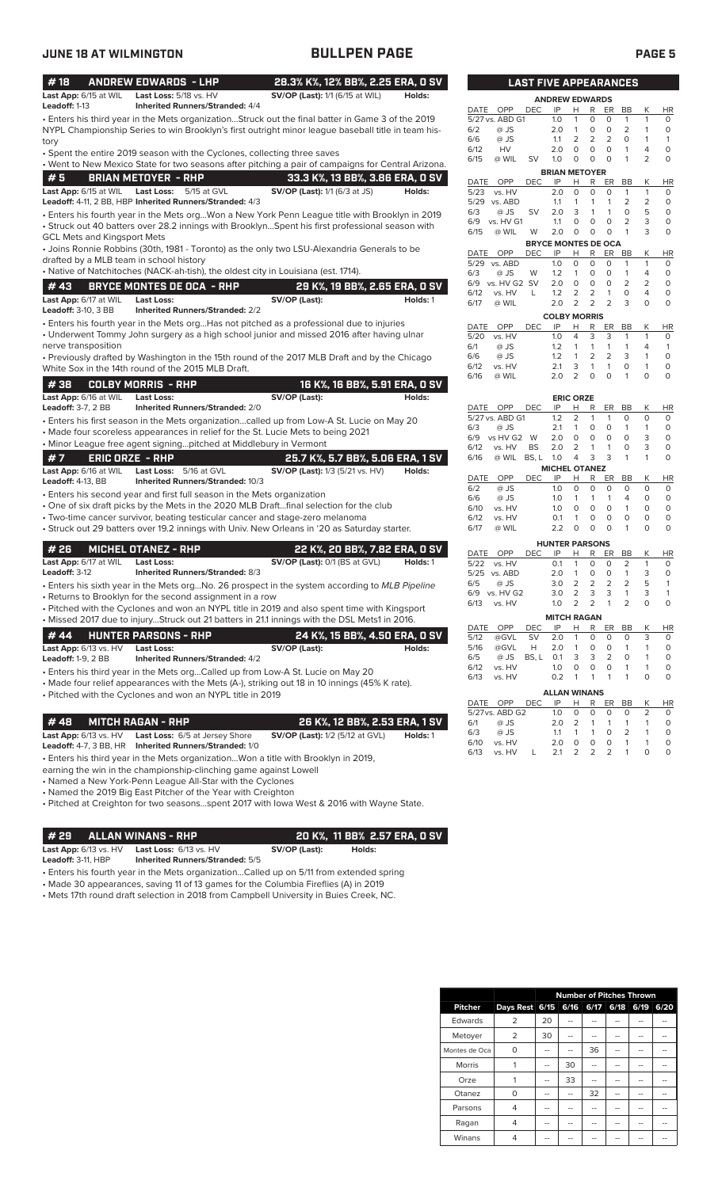## BULLPEN PAGE

JUNE 18 AT WILMINGTON

### # 18 ANDREW EDWARDS - LHP — 28.3% K%, 12% BB%, 2.25 ERA, 0 SV

**Last App:** 6/15 at WIL **Last Loss:** 5/18 vs. HV **SV/OP (Last):** 1/1 (6/15 at WIL) **Holds:**
**Leadoff:** 1-13 **Inherited Runners/Stranded:** 4/4

- Enters his third year in the Mets organization...Struck out the final batter in Game 3 of the 2019 NYPL Championship Series to win Brooklyn's first outright minor league baseball title in team history
- Spent the entire 2019 season with the Cyclones, collecting three saves
- Went to New Mexico State for two seasons after pitching a pair of campaigns for Central Arizona.

### # 5 BRIAN METOYER - RHP — 33.3 K%, 13 BB%, 3.86 ERA, 0 SV

**Last App:** 6/15 at WIL **Last Loss:** 5/15 at GVL **SV/OP (Last):** 1/1 (6/3 at JS) **Holds:**
**Leadoff:** 4-11, 2 BB, HBP **Inherited Runners/Stranded:** 4/3

- Enters his fourth year in the Mets org...Won a New York Penn League title with Brooklyn in 2019
- Struck out 40 batters over 28.2 innings with Brooklyn...Spent his first professional season with GCL Mets and Kingsport Mets
- Joins Ronnie Robbins (30th, 1981 - Toronto) as the only two LSU-Alexandria Generals to be drafted by a MLB team in school history
- Native of Natchitoches (NACK-ah-tish), the oldest city in Louisiana (est. 1714).

### # 43 BRYCE MONTES DE OCA - RHP — 29 K%, 19 BB%, 2.65 ERA, 0 SV

**Last App:** 6/17 at WIL **Last Loss:** **SV/OP (Last):** **Holds:** 1
**Leadoff:** 3-10, 3 BB **Inherited Runners/Stranded:** 2/2

- Enters his fourth year in the Mets org...Has not pitched as a professional due to injuries
- Underwent Tommy John surgery as a high school junior and missed 2016 after having ulnar nerve transposition
- Previously drafted by Washington in the 15th round of the 2017 MLB Draft and by the Chicago White Sox in the 14th round of the 2015 MLB Draft.

### # 38 COLBY MORRIS - RHP — 16 K%, 16 BB%, 5.91 ERA, 0 SV

**Last App:** 6/16 at WIL **Last Loss:** **SV/OP (Last):** **Holds:**
**Leadoff:** 3-7, 2 BB **Inherited Runners/Stranded:** 2/0

- Enters his first season in the Mets organization...called up from Low-A St. Lucie on May 20
- Made four scoreless appearances in relief for the St. Lucie Mets to being 2021
- Minor League free agent signing...pitched at Middlebury in Vermont

### # 7 ERIC ORZE - RHP — 25.7 K%, 5.7 BB%, 5.06 ERA, 1 SV

**Last App:** 6/16 at WIL **Last Loss:** 5/16 at GVL **SV/OP (Last):** 1/3 (5/21 vs. HV) **Holds:**
**Leadoff:** 4-13, BB **Inherited Runners/Stranded:** 10/3

- Enters his second year and first full season in the Mets organization
- One of six draft picks by the Mets in the 2020 MLB Draft...final selection for the club
- Two-time cancer survivor, beating testicular cancer and stage-zero melanoma
- Struck out 29 batters over 19.2 innings with Univ. New Orleans in '20 as Saturday starter.

### # 26 MICHEL OTANEZ - RHP — 22 K%, 20 BB%, 7.82 ERA, 0 SV

**Last App:** 6/17 at WIL **Last Loss:** **SV/OP (Last):** 0/1 (BS at GVL) **Holds:** 1
**Leadoff:** 3-12 **Inherited Runners/Stranded:** 8/3

- Enters his sixth year in the Mets org...No. 26 prospect in the system according to *MLB Pipeline*
- Returns to Brooklyn for the second assignment in a row
- Pitched with the Cyclones and won an NYPL title in 2019 and also spent time with Kingsport
- Missed 2017 due to injury...Struck out 21 batters in 21.1 innings with the DSL Mets1 in 2016.

### # 44 HUNTER PARSONS - RHP — 24 K%, 15 BB%, 4.50 ERA, 0 SV

**Last App:** 6/13 vs. HV **Last Loss:** **SV/OP (Last):** **Holds:**
**Leadoff:** 1-9, 2 BB **Inherited Runners/Stranded:** 4/2

- Enters his third year in the Mets org...Called up from Low-A St. Lucie on May 20
- Made four relief appearances with the Mets (A-), striking out 18 in 10 innings (45% K rate).
- Pitched with the Cyclones and won an NYPL title in 2019

### # 48 MITCH RAGAN - RHP — 26 K%, 12 BB%, 2.53 ERA, 1 SV

**Last App:** 6/13 vs. HV **Last Loss:** 6/5 at Jersey Shore **SV/OP (Last):** 1/2 (5/12 at GVL) **Holds:** 1
**Leadoff:** 4-7, 3 BB, HR **Inherited Runners/Stranded:** 1/0

- Enters his third year in the Mets organization...Won a title with Brooklyn in 2019, earning the win in the championship-clinching game against Lowell
- Named a New York-Penn League All-Star with the Cyclones
- Named the 2019 Big East Pitcher of the Year with Creighton
- Pitched at Creighton for two seasons...spent 2017 with Iowa West & 2016 with Wayne State.

### # 29 ALLAN WINANS - RHP — 20 K%, 11 BB% 2.57 ERA, 0 SV

**Last App:** 6/13 vs. HV **Last Loss:** 6/13 vs. HV **SV/OP (Last):** **Holds:**
**Leadoff:** 3-11, HBP **Inherited Runners/Stranded:** 5/5

- Enters his fourth year in the Mets organization...Called up on 5/11 from extended spring
- Made 30 appearances, saving 11 of 13 games for the Columbia Fireflies (A) in 2019
- Mets 17th round draft selection in 2018 from Campbell University in Buies Creek, NC.

## LAST FIVE APPEARANCES

**ANDREW EDWARDS**

| DATE | OPP | DEC | IP | H | R | ER | BB | K | HR |
|---|---|---|---|---|---|---|---|---|---|
| 5/27 | vs. ABD G1 | | 1.0 | 1 | 0 | 0 | 1 | 1 | 0 |
| 6/2 | @ JS | | 2.0 | 1 | 0 | 0 | 2 | 1 | 0 |
| 6/6 | @ JS | | 1.1 | 2 | 2 | 2 | 0 | 1 | 1 |
| 6/12 | HV | | 2.0 | 0 | 0 | 0 | 1 | 4 | 0 |
| 6/15 | @ WIL | SV | 1.0 | 0 | 0 | 0 | 1 | 2 | 0 |

**BRIAN METOYER**

| DATE | OPP | DEC | IP | H | R | ER | BB | K | HR |
|---|---|---|---|---|---|---|---|---|---|
| 5/23 | vs. HV | | 2.0 | 0 | 0 | 0 | 1 | 1 | 0 |
| 5/29 | vs. ABD | | 1.1 | 1 | 1 | 1 | 2 | 2 | 0 |
| 6/3 | @ JS | SV | 2.0 | 3 | 1 | 1 | 0 | 5 | 0 |
| 6/9 | vs. HV G1 | | 1.1 | 0 | 0 | 0 | 2 | 3 | 0 |
| 6/15 | @ WIL | W | 2.0 | 0 | 0 | 0 | 1 | 3 | 0 |

**BRYCE MONTES DE OCA**

| DATE | OPP | DEC | IP | H | R | ER | BB | K | HR |
|---|---|---|---|---|---|---|---|---|---|
| 5/29 | vs. ABD | | 1.0 | 0 | 0 | 0 | 1 | 1 | 0 |
| 6/3 | @ JS | W | 1.2 | 1 | 0 | 0 | 1 | 4 | 0 |
| 6/9 | vs. HV G2 | SV | 2.0 | 0 | 0 | 0 | 2 | 2 | 0 |
| 6/12 | vs. HV | L | 1.2 | 2 | 2 | 1 | 0 | 4 | 0 |
| 6/17 | @ WIL | | 2.0 | 2 | 2 | 2 | 3 | 0 | 0 |

**COLBY MORRIS**

| DATE | OPP | DEC | IP | H | R | ER | BB | K | HR |
|---|---|---|---|---|---|---|---|---|---|
| 5/20 | vs. HV | | 1.0 | 4 | 3 | 3 | 1 | 1 | 0 |
| 6/1 | @ JS | | 1.2 | 1 | 1 | 1 | 1 | 4 | 1 |
| 6/6 | @ JS | | 1.2 | 1 | 2 | 2 | 3 | 1 | 0 |
| 6/12 | vs. HV | | 2.1 | 3 | 1 | 1 | 0 | 1 | 0 |
| 6/16 | @ WIL | | 2.0 | 2 | 0 | 0 | 1 | 0 | 0 |

**ERIC ORZE**

| DATE | OPP | DEC | IP | H | R | ER | BB | K | HR |
|---|---|---|---|---|---|---|---|---|---|
| 5/27 | vs. ABD G1 | | 1.2 | 2 | 1 | 1 | 0 | 0 | 0 |
| 6/3 | @ JS | | 2.1 | 1 | 0 | 0 | 1 | 1 | 0 |
| 6/9 | vs HV G2 | W | 2.0 | 0 | 0 | 0 | 0 | 3 | 0 |
| 6/12 | vs. HV | BS | 2.0 | 2 | 1 | 1 | 0 | 3 | 0 |
| 6/16 | @ WIL | BS, L | 1.0 | 4 | 3 | 3 | 1 | 1 | 0 |

**MICHEL OTANEZ**

| DATE | OPP | DEC | IP | H | R | ER | BB | K | HR |
|---|---|---|---|---|---|---|---|---|---|
| 6/2 | @ JS | | 1.0 | 0 | 0 | 0 | 0 | 0 | 0 |
| 6/6 | @ JS | | 1.0 | 1 | 1 | 1 | 4 | 0 | 0 |
| 6/10 | vs. HV | | 1.0 | 0 | 0 | 0 | 1 | 0 | 0 |
| 6/12 | vs. HV | | 0.1 | 1 | 0 | 0 | 0 | 0 | 0 |
| 6/17 | @ WIL | | 2.2 | 0 | 0 | 0 | 1 | 0 | 0 |

**HUNTER PARSONS**

| DATE | OPP | DEC | IP | H | R | ER | BB | K | HR |
|---|---|---|---|---|---|---|---|---|---|
| 5/22 | vs. HV | | 0.1 | 1 | 0 | 0 | 2 | 1 | 0 |
| 5/25 | vs. ABD | | 2.0 | 1 | 0 | 0 | 1 | 3 | 0 |
| 6/5 | @ JS | | 3.0 | 2 | 2 | 2 | 2 | 5 | 1 |
| 6/9 | vs. HV G2 | | 3.0 | 2 | 3 | 3 | 1 | 3 | 1 |
| 6/13 | vs. HV | | 1.0 | 2 | 2 | 1 | 2 | 0 | 0 |

**MITCH RAGAN**

| DATE | OPP | DEC | IP | H | R | ER | BB | K | HR |
|---|---|---|---|---|---|---|---|---|---|
| 5/12 | @GVL | SV | 2.0 | 1 | 0 | 0 | 0 | 3 | 0 |
| 5/16 | @GVL | H | 2.0 | 1 | 0 | 0 | 1 | 1 | 0 |
| 6/5 | @ JS | BS, L | 0.1 | 3 | 3 | 2 | 0 | 1 | 0 |
| 6/12 | vs. HV | | 1.0 | 0 | 0 | 0 | 1 | 1 | 0 |
| 6/13 | vs. HV | | 0.2 | 1 | 1 | 1 | 1 | 0 | 0 |

**ALLAN WINANS**

| DATE | OPP | DEC | IP | H | R | ER | BB | K | HR |
|---|---|---|---|---|---|---|---|---|---|
| 5/27 | vs. ABD G2 | | 1.0 | 0 | 0 | 0 | 0 | 2 | 0 |
| 6/1 | @ JS | | 2.0 | 2 | 1 | 1 | 1 | 1 | 0 |
| 6/3 | @ JS | | 1.1 | 1 | 1 | 0 | 2 | 1 | 0 |
| 6/10 | vs. HV | | 2.0 | 0 | 0 | 0 | 1 | 1 | 0 |
| 6/13 | vs. HV | L | 2.1 | 2 | 2 | 2 | 1 | 0 | 0 |

| Pitcher | Days Rest | Number of Pitches Thrown 6/15 | 6/16 | 6/17 | 6/18 | 6/19 | 6/20 |
|---|---|---|---|---|---|---|---|
| Edwards | 2 | 20 | -- | -- | -- | -- | -- |
| Metoyer | 2 | 30 | -- | -- | -- | -- | -- |
| Montes de Oca | 0 | -- | -- | 36 | -- | -- | -- |
| Morris | 1 | -- | 30 | -- | -- | -- | -- |
| Orze | 1 | -- | 33 | -- | -- | -- | -- |
| Otanez | 0 | -- | -- | 32 | -- | -- | -- |
| Parsons | 4 | -- | -- | -- | -- | -- | -- |
| Ragan | 4 | -- | -- | -- | -- | -- | -- |
| Winans | 4 | -- | -- | -- | -- | -- | -- |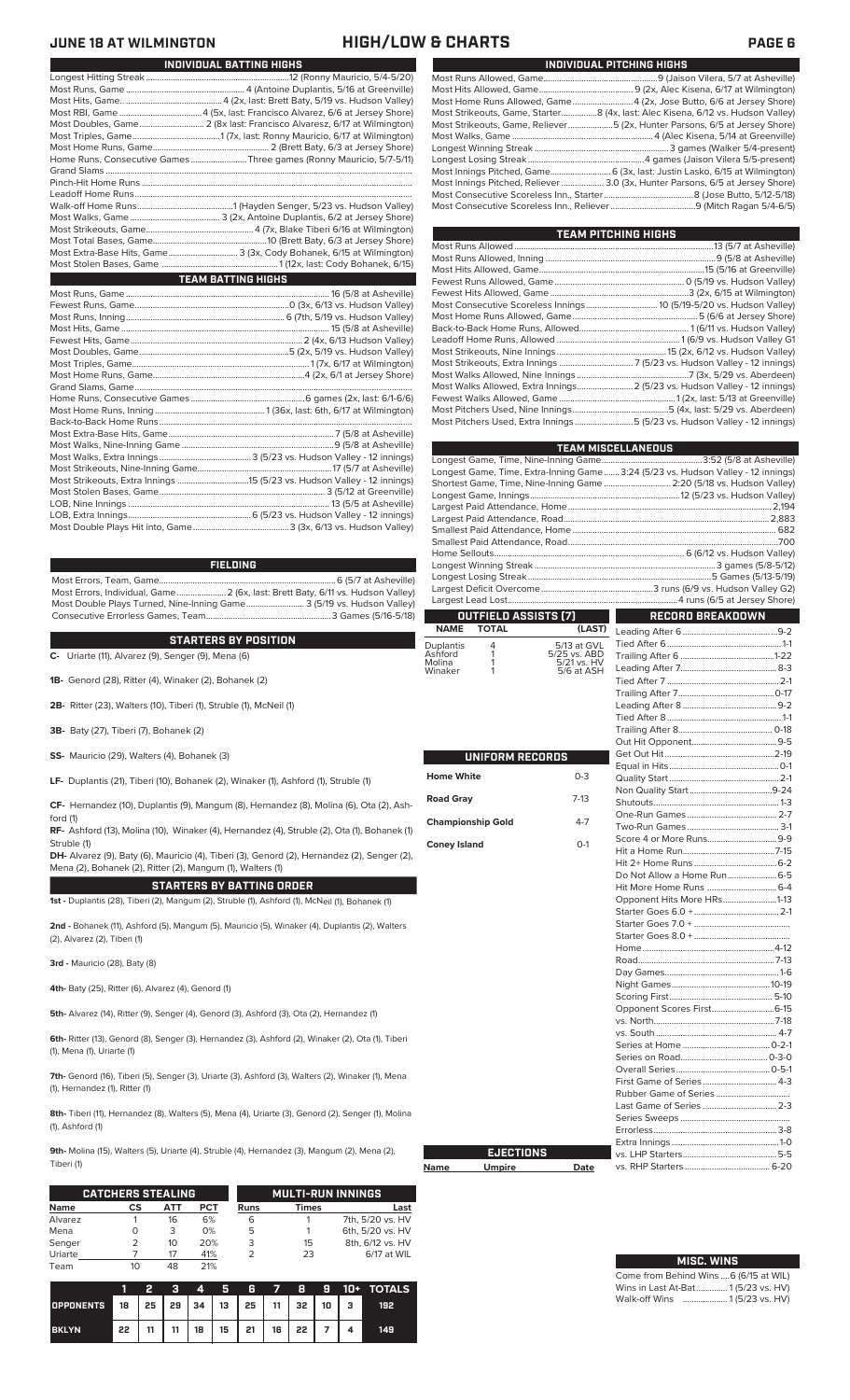## JUNE 18 AT WILMINGTON — HIGH/LOW & CHARTS

### INDIVIDUAL BATTING HIGHS

| | |
|---|---|
| Longest Hitting Streak | 12 (Ronny Mauricio, 5/4-5/20) |
| Most Runs, Game | 4 (Antoine Duplantis, 5/16 at Greenville) |
| Most Hits, Game | 4 (2x, last: Brett Baty, 5/19 vs. Hudson Valley) |
| Most RBI, Game | 4 (5x, last: Francisco Alvarez, 6/6 at Jersey Shore) |
| Most Doubles, Game | 2 (8x last: Francisco Alvarezz, 6/17 at Wilmington) |
| Most Triples, Game | 1 (7x, last: Ronny Mauricio, 6/17 at Wilmington) |
| Most Home Runs, Game | 2 (Brett Baty, 6/3 at Jersey Shore) |
| Home Runs, Consecutive Games | Three games (Ronny Mauricio, 5/7-5/11) |
| Grand Slams | |
| Pinch-Hit Home Runs | |
| Leadoff Home Runs | |
| Walk-off Home Runs | 1 (Hayden Senger, 5/23 vs. Hudson Valley) |
| Most Walks, Game | 3 (2x, Antoine Duplantis, 6/2 at Jersey Shore) |
| Most Strikeouts, Game | 4 (7x, Blake Tiberi 6/16 at Wilmington) |
| Most Total Bases, Game | 10 (Brett Baty, 6/3 at Jersey Shore) |
| Most Extra-Base Hits, Game | 3 (3x, Cody Bohanek, 6/15 at Wilmington) |
| Most Stolen Bases, Game | 1 (12x, last: Cody Bohanek, 6/15) |

### TEAM BATTING HIGHS

| | |
|---|---|
| Most Runs, Game | 16 (5/8 at Asheville) |
| Fewest Runs, Game | 0 (3x, 6/13 vs. Hudson Valley) |
| Most Runs, Inning | 6 (7th, 5/19 vs. Hudson Valley) |
| Most Hits, Game | 15 (5/8 at Asheville) |
| Fewest Hits, Game | 2 (4x, 6/13 vs. Hudson Valley) |
| Most Doubles, Game | 5 (2x, 5/19 vs. Hudson Valley) |
| Most Triples, Game | 1 (7x, 6/17 at Wilmington) |
| Most Home Runs, Game | 4 (2x, 6/1 at Jersey Shore) |
| Grand Slams, Game | |
| Home Runs, Consecutive Games | 6 games (2x, last: 6/1-6/6) |
| Most Home Runs, Inning | 1 (36x, last: 6th, 6/17 at Wilmington) |
| Back-to-Back Home Runs | |
| Most Extra-Base Hits, Game | 7 (5/8 at Asheville) |
| Most Walks, Nine-Inning Game | 9 (5/8 at Asheville) |
| Most Walks, Extra Innings | 3 (5/23 vs. Hudson Valley - 12 innings) |
| Most Strikeouts, Nine-Inning Game | 17 (5/7 at Asheville) |
| Most Strikeouts, Extra Innings | 15 (5/23 vs. Hudson Valley - 12 innings) |
| Most Stolen Bases, Game | 3 (5/12 at Greenville) |
| LOB, Nine Innings | 13 (5/5 at Asheville) |
| LOB, Extra Innings | 6 (5/23 vs. Hudson Valley - 12 innings) |
| Most Double Plays Hit into, Game | 3 (3x, 6/13 vs. Hudson Valley) |

### FIELDING

| | |
|---|---|
| Most Errors, Team, Game | 6 (5/7 at Asheville) |
| Most Errors, Individual, Game | 2 (6x, last: Brett Baty, 6/11 vs. Hudson Valley) |
| Most Double Plays Turned, Nine-Inning Game | 3 (5/19 vs. Hudson Valley) |
| Consecutive Errorless Games, Team | 3 Games (5/16-5/18) |

### STARTERS BY POSITION

**C-** Uriarte (11), Alvarez (9), Senger (9), Mena (6)

**1B-** Genord (28), Ritter (4), Winaker (2), Bohanek (2)

**2B-** Ritter (23), Walters (10), Tiberi (1), Struble (1), McNeil (1)

**3B-** Baty (27), Tiberi (7), Bohanek (2)

**SS-** Mauricio (29), Walters (4), Bohanek (3)

**LF-** Duplantis (21), Tiberi (10), Bohanek (2), Winaker (1), Ashford (1), Struble (1)

**CF-** Hernandez (10), Duplantis (9), Mangum (8), Hernandez (8), Molina (6), Ota (2), Ashford (1)

**RF-** Ashford (13), Molina (10), Winaker (4), Hernandez (4), Struble (2), Ota (1), Bohanek (1) Struble (1)

**DH-** Alvarez (9), Baty (6), Mauricio (4), Tiberi (3), Genord (2), Hernandez (2), Senger (2), Mena (2), Bohanek (2), Ritter (2), Mangum (1), Walters (1)

### STARTERS BY BATTING ORDER

**1st -** Duplantis (28), Tiberi (2), Mangum (2), Struble (1), Ashford (1), McNeil (1), Bohanek (1)

**2nd -** Bohanek (11), Ashford (5), Mangum (5), Mauricio (5), Winaker (4), Duplantis (2), Walters (2), Alvarez (2), Tiberi (1)

**3rd -** Mauricio (28), Baty (8)

**4th-** Baty (25), Ritter (6), Alvarez (4), Genord (1)

**5th-** Alvarez (14), Ritter (9), Senger (4), Genord (3), Ashford (3), Ota (2), Hernandez (1)

**6th-** Ritter (13), Genord (8), Senger (9), Hernandez (3), Ashford (2), Winaker (2), Ota (1), Tiberi (1), Mena (1), Uriarte (1)

**7th-** Genord (16), Tiberi (5), Senger (3), Uriarte (3), Ashford (3), Walters (2), Winaker (1), Mena (1), Hernandez (1), Ritter (1)

**8th-** Tiberi (11), Hernandez (8), Walters (5), Mena (4), Uriarte (3), Genord (2), Senger (1), Molina (1), Ashford (1)

**9th-** Molina (15), Walters (5), Uriarte (4), Struble (4), Hernandez (3), Mangum (2), Mena (2), Tiberi (1)

### CATCHERS STEALING

| Name | CS | ATT | PCT |
|---|---|---|---|
| Alvarez | 1 | 16 | 6% |
| Mena | 0 | 3 | 0% |
| Senger | 2 | 10 | 20% |
| Uriarte | 7 | 17 | 41% |
| Team | 10 | 48 | 21% |

### MULTI-RUN INNINGS

| Runs | Times | Last |
|---|---|---|
| 6 | 1 | 7th, 5/20 vs. HV |
| 5 | 1 | 6th, 5/20 vs. HV |
| 3 | 15 | 8th, 6/12 vs. HV |
| 2 | 23 | 6/17 at WIL |

| | 1 | 2 | 3 | 4 | 5 | 6 | 7 | 8 | 9 | 10+ | TOTALS |
|---|---|---|---|---|---|---|---|---|---|---|---|
| OPPONENTS | 18 | 25 | 29 | 34 | 13 | 25 | 11 | 32 | 10 | 3 | 192 |
| BKLYN | 22 | 11 | 11 | 18 | 15 | 21 | 16 | 22 | 7 | 4 | 149 |

### INDIVIDUAL PITCHING HIGHS

| | |
|---|---|
| Most Runs Allowed, Game | 9 (Jaison Vilera, 5/7 at Asheville) |
| Most Hits Allowed, Game | 9 (2x, Alec Kisena, 6/17 at Wilmington) |
| Most Home Runs Allowed, Game | 4 (2x, Jose Butto, 6/6 at Jersey Shore) |
| Most Strikeouts, Game, Starter | 8 (4x, last: Alec Kisena, 6/12 vs. Hudson Valley) |
| Most Strikeouts, Game, Reliever | 5 (2x, Hunter Parsons, 6/5 at Jersey Shore) |
| Most Walks, Game | 4 (Alec Kisena, 5/14 at Greenville) |
| Longest Winning Streak | 3 games (Walker 5/4-present) |
| Longest Losing Streak | 4 games (Jaison Vilera 5/5-present) |
| Most Innings Pitched, Game | 6 (3x, last: Justin Lasko, 6/15 at Wilmington) |
| Most Innings Pitched, Reliever | 3.0 (3x, Hunter Parsons, 6/5 at Jersey Shore) |
| Most Consecutive Scoreless Inns., Starter | 8 (Jose Butto, 5/12-5/18) |
| Most Consecutive Scoreless Inns., Reliever | 9 (Mitch Ragan 5/4-6/5) |

### TEAM PITCHING HIGHS

| | |
|---|---|
| Most Runs Allowed | 13 (5/7 at Asheville) |
| Most Runs Allowed, Inning | 9 (5/8 at Asheville) |
| Most Hits Allowed, Game | 15 (5/16 at Greenville) |
| Fewest Runs Allowed, Game | 0 (5/19 vs. Hudson Valley) |
| Fewest Hits Allowed, Game | 3 (2x, 6/15 at Wilmington) |
| Most Consecutive Scoreless Innings | 10 (5/19-5/20 vs. Hudson Valley) |
| Most Home Runs Allowed, Game | 5 (6/6 at Jersey Shore) |
| Back-to-Back Home Runs, Allowed | 1 (6/11 vs. Hudson Valley) |
| Leadoff Home Runs, Allowed | 1 (6/9 vs. Hudson Valley G1 |
| Most Strikeouts, Nine Innings | 15 (2x, 6/12 vs. Hudson Valley) |
| Most Strikeouts, Extra Innings | 7 (5/23 vs. Hudson Valley - 12 innings) |
| Most Walks Allowed, Nine Innings | 7 (3x, 5/29 vs. Aberdeen) |
| Most Walks Allowed, Extra Innings | 2 (5/23 vs. Hudson Valley - 12 innings) |
| Fewest Walks Allowed, Game | 1 (2x, last: 5/13 at Greenville) |
| Most Pitchers Used, Nine Innings | 5 (4x, last: 5/29 vs. Aberdeen) |
| Most Pitchers Used, Extra Innings | 5 (5/23 vs. Hudson Valley - 12 innings) |

### TEAM MISCELLANEOUS

| | |
|---|---|
| Longest Game, Time, Nine-Inning Game | 3:52 (5/8 at Asheville) |
| Longest Game, Time, Extra-Inning Game | 3:24 (5/23 vs. Hudson Valley - 12 innings) |
| Shortest Game, Time, Nine-Inning Game | 2:20 (5/18 vs. Hudson Valley) |
| Longest Game, Innings | 12 (5/23 vs. Hudson Valley) |
| Largest Paid Attendance, Home | 2,194 |
| Largest Paid Attendance, Road | 2,883 |
| Smallest Paid Attendance, Home | 682 |
| Smallest Paid Attendance, Road | 700 |
| Home Sellouts | 6 (6/12 vs. Hudson Valley) |
| Longest Winning Streak | 3 games (5/8-5/12) |
| Longest Losing Streak | 5 Games (5/13-5/19) |
| Largest Deficit Overcome | 3 runs (6/9 vs. Hudson Valley G2) |
| Largest Lead Lost | 4 runs (6/5 at Jersey Shore) |

### OUTFIELD ASSISTS (7)

| NAME | TOTAL | (LAST) |
|---|---|---|
| Duplantis | 4 | 5/13 at GVL |
| Ashford | 1 | 5/25 vs. ABD |
| Molina | 1 | 5/21 vs. HV |
| Winaker | 1 | 5/6 at ASH |

### UNIFORM RECORDS

| | |
|---|---|
| Home White | 0-3 |
| Road Gray | 7-13 |
| Championship Gold | 4-7 |
| Coney Island | 0-1 |

### EJECTIONS

| Name | Umpire | Date |
|---|---|---|

### RECORD BREAKDOWN

| | |
|---|---|
| Leading After 6 | 9-2 |
| Tied After 6 | 1-1 |
| Trailing After 6 | 1-22 |
| Leading After 7 | 8-3 |
| Tied After 7 | 2-1 |
| Trailing After 7 | 0-17 |
| Leading After 8 | 9-2 |
| Tied After 8 | 1-1 |
| Trailing After 8 | 0-18 |
| Out Hit Opponent | 9-5 |
| Get Out Hit | 2-19 |
| Equal in Hits | 0-1 |
| Quality Start | 2-1 |
| Non Quality Start | 9-24 |
| Shutouts | 1-3 |
| One-Run Games | 2-7 |
| Two-Run Games | 3-1 |
| Score 4 or More Runs | 9-9 |
| Hit a Home Run | 7-15 |
| Hit 2+ Home Runs | 6-2 |
| Do Not Allow a Home Run | 6-5 |
| Hit More Home Runs | 6-4 |
| Opponent Hits More HRs | 1-13 |
| Starter Goes 6.0 + | 2-1 |
| Starter Goes 7.0 + | |
| Starter Goes 8.0 + | |
| Home | 4-12 |
| Road | 7-13 |
| Day Games | 1-6 |
| Night Games | 10-19 |
| Scoring First | 5-10 |
| Opponent Scores First | 6-15 |
| vs. North | 7-18 |
| vs. South | 4-7 |
| Series at Home | 0-2-1 |
| Series on Road | 0-3-0 |
| Overall Series | 0-5-1 |
| First Game of Series | 4-3 |
| Rubber Game of Series | |
| Last Game of Series | 2-3 |
| Series Sweeps | |
| Errorless | 3-8 |
| Extra Innings | 1-0 |
| vs. LHP Starters | 5-5 |
| vs. RHP Starters | 6-20 |

### MISC. WINS

| | |
|---|---|
| Come from Behind Wins | 6 (6/15 at WIL) |
| Wins in Last At-Bat | 1 (5/23 vs. HV) |
| Walk-off Wins | 1 (5/23 vs. HV) |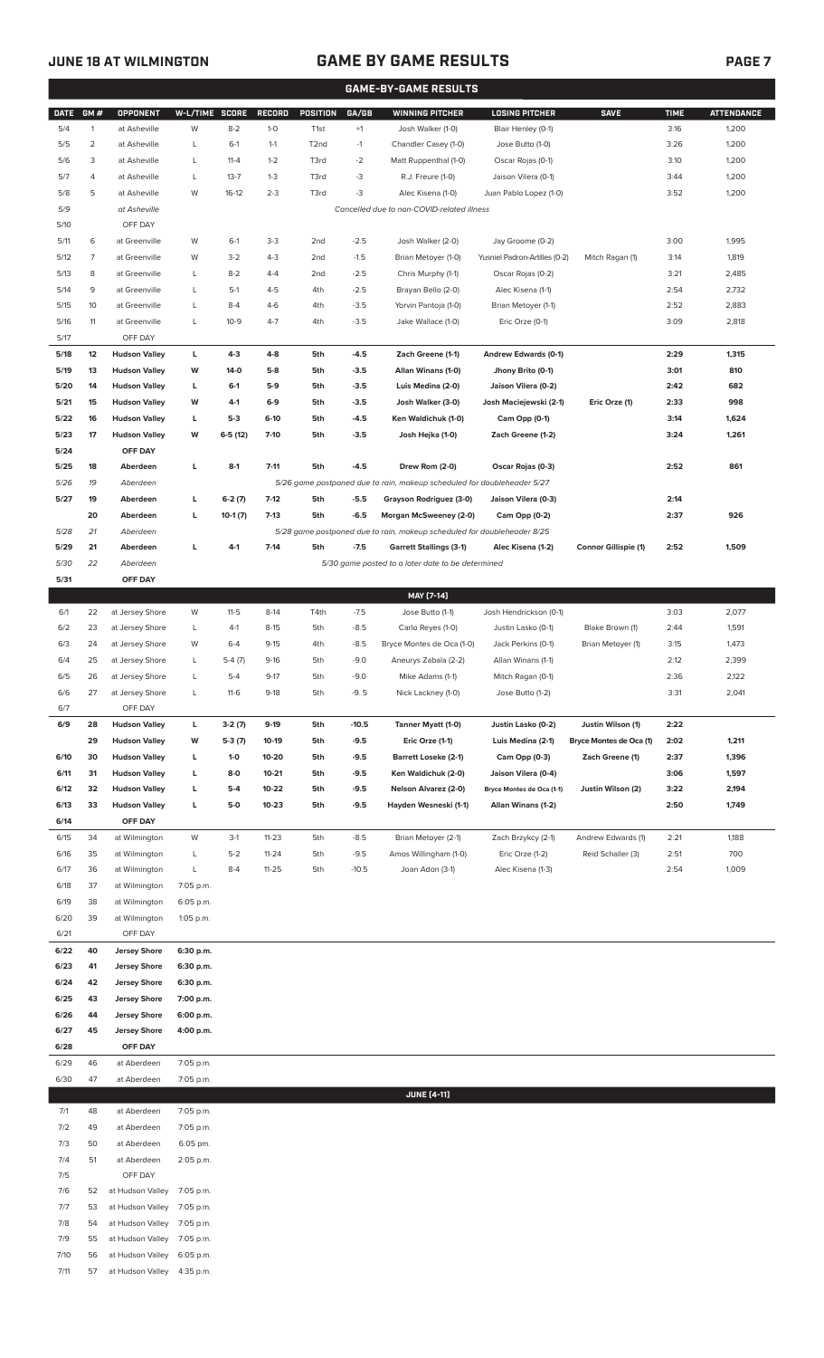## GAME-BY-GAME RESULTS

| DATE | GM # | OPPONENT | W-L/TIME | SCORE | RECORD | POSITION | GA/GB | WINNING PITCHER | LOSING PITCHER | SAVE | TIME | ATTENDANCE |
|---|---|---|---|---|---|---|---|---|---|---|---|---|
| 5/4 | 1 | at Asheville | W | 8-2 | 1-0 | T1st | +1 | Josh Walker (1-0) | Blair Henley (0-1) | | 3:16 | 1,200 |
| 5/5 | 2 | at Asheville | L | 6-1 | 1-1 | T2nd | -1 | Chandler Casey (1-0) | Jose Butto (1-0) | | 3:26 | 1,200 |
| 5/6 | 3 | at Asheville | L | 11-4 | 1-2 | T3rd | -2 | Matt Ruppenthal (1-0) | Oscar Rojas (0-1) | | 3:10 | 1,200 |
| 5/7 | 4 | at Asheville | L | 13-7 | 1-3 | T3rd | -3 | R.J. Freure (1-0) | Jaison Vilera (0-1) | | 3:44 | 1,200 |
| 5/8 | 5 | at Asheville | W | 16-12 | 2-3 | T3rd | -3 | Alec Kisena (1-0) | Juan Pablo Lopez (1-0) | | 3:52 | 1,200 |
| 5/9 | | at Asheville | | | | | | Cancelled due to non-COVID-related illness | | | | |
| 5/10 | | OFF DAY | | | | | | | | | | |
| 5/11 | 6 | at Greenville | W | 6-1 | 3-3 | 2nd | -2.5 | Josh Walker (2-0) | Jay Groome (0-2) | | 3:00 | 1,995 |
| 5/12 | 7 | at Greenville | W | 3-2 | 4-3 | 2nd | -1.5 | Brian Metoyer (1-0) | Yusniel Padron-Artilles (0-2) | Mitch Ragan (1) | 3:14 | 1,819 |
| 5/13 | 8 | at Greenville | L | 8-2 | 4-4 | 2nd | -2.5 | Chris Murphy (1-1) | Oscar Rojas (0-2) | | 3:21 | 2,485 |
| 5/14 | 9 | at Greenville | L | 5-1 | 4-5 | 4th | -2.5 | Brayan Bello (2-0) | Alec Kisena (1-1) | | 2:54 | 2,732 |
| 5/15 | 10 | at Greenville | L | 8-4 | 4-6 | 4th | -3.5 | Yorvin Pantoja (1-0) | Brian Metoyer (1-1) | | 2:52 | 2,883 |
| 5/16 | 11 | at Greenville | L | 10-9 | 4-7 | 4th | -3.5 | Jake Wallace (1-0) | Eric Orze (0-1) | | 3:09 | 2,818 |
| 5/17 | | OFF DAY | | | | | | | | | | |
| **5/18** | **12** | **Hudson Valley** | **L** | **4-3** | **4-8** | **5th** | **-4.5** | **Zach Greene (1-1)** | **Andrew Edwards (0-1)** | | **2:29** | **1,315** |
| **5/19** | **13** | **Hudson Valley** | **W** | **14-0** | **5-8** | **5th** | **-3.5** | **Allan Winans (1-0)** | **Jhony Brito (0-1)** | | **3:01** | **810** |
| **5/20** | **14** | **Hudson Valley** | **L** | **6-1** | **5-9** | **5th** | **-3.5** | **Luis Medina (2-0)** | **Jaison Vilera (0-2)** | | **2:42** | **682** |
| **5/21** | **15** | **Hudson Valley** | **W** | **4-1** | **6-9** | **5th** | **-3.5** | **Josh Walker (3-0)** | **Josh Maciejewski (2-1)** | **Eric Orze (1)** | **2:33** | **998** |
| **5/22** | **16** | **Hudson Valley** | **L** | **5-3** | **6-10** | **5th** | **-4.5** | **Ken Waldichuk (1-0)** | **Cam Opp (0-1)** | | **3:14** | **1,624** |
| **5/23** | **17** | **Hudson Valley** | **W** | **6-5 (12)** | **7-10** | **5th** | **-3.5** | **Josh Hejka (1-0)** | **Zach Greene (1-2)** | | **3:24** | **1,261** |
| **5/24** | | **OFF DAY** | | | | | | | | | | |
| **5/25** | **18** | **Aberdeen** | **L** | **8-1** | **7-11** | **5th** | **-4.5** | **Drew Rom (2-0)** | **Oscar Rojas (0-3)** | | **2:52** | **861** |
| *5/26* | *19* | *Aberdeen* | | | | | | *5/26 game postponed due to rain, makeup scheduled for doubleheader 5/27* | | | | |
| **5/27** | **19** | **Aberdeen** | **L** | **6-2 (7)** | **7-12** | **5th** | **-5.5** | **Grayson Rodriguez (3-0)** | **Jaison Vilera (0-3)** | | **2:14** | |
| | **20** | **Aberdeen** | **L** | **10-1 (7)** | **7-13** | **5th** | **-6.5** | **Morgan McSweeney (2-0)** | **Cam Opp (0-2)** | | **2:37** | **926** |
| *5/28* | *21* | *Aberdeen* | | | | | | *5/28 game postponed due to rain, makeup scheduled for doubleheader 8/25* | | | | |
| **5/29** | **21** | **Aberdeen** | **L** | **4-1** | **7-14** | **5th** | **-7.5** | **Garrett Stallings (3-1)** | **Alec Kisena (1-2)** | **Connor Gillispie (1)** | **2:52** | **1,509** |
| *5/30* | *22* | *Aberdeen* | | | | | | *5/30 game posted to a later date to be determined* | | | | |
| **5/31** | | **OFF DAY** | | | | | | | | | | |
| | | | | | | | | **MAY [7-14]** | | | | |
| 6/1 | 22 | at Jersey Shore | W | 11-5 | 8-14 | T4th | -7.5 | Jose Butto (1-1) | Josh Hendrickson (0-1) | | 3:03 | 2,077 |
| 6/2 | 23 | at Jersey Shore | L | 4-1 | 8-15 | 5th | -8.5 | Carlo Reyes (1-0) | Justin Lasko (0-1) | Blake Brown (1) | 2:44 | 1,591 |
| 6/3 | 24 | at Jersey Shore | W | 6-4 | 9-15 | 4th | -8.5 | Bryce Montes de Oca (1-0) | Jack Perkins (0-1) | Brian Metoyer (1) | 3:15 | 1,473 |
| 6/4 | 25 | at Jersey Shore | L | 5-4 (7) | 9-16 | 5th | -9.0 | Aneurys Zabala (2-2) | Allan Winans (1-1) | | 2:12 | 2,399 |
| 6/5 | 26 | at Jersey Shore | L | 5-4 | 9-17 | 5th | -9.0 | Mike Adams (1-1) | Mitch Ragan (0-1) | | 2:36 | 2,122 |
| 6/6 | 27 | at Jersey Shore | L | 11-6 | 9-18 | 5th | -9..5 | Nick Lackney (1-0) | Jose Butto (1-2) | | 3:31 | 2,041 |
| 6/7 | | OFF DAY | | | | | | | | | | |
| **6/9** | **28** | **Hudson Valley** | **L** | **3-2 (7)** | **9-19** | **5th** | **-10.5** | **Tanner Myatt (1-0)** | **Justin Lasko (0-2)** | **Justin Wilson (1)** | **2:22** | |
| | **29** | **Hudson Valley** | **W** | **5-3 (7)** | **10-19** | **5th** | **-9.5** | **Eric Orze (1-1)** | **Luis Medina (2-1)** | **Bryce Montes de Oca (1)** | **2:02** | **1,211** |
| **6/10** | **30** | **Hudson Valley** | **L** | **1-0** | **10-20** | **5th** | **-9.5** | **Barrett Loseke (2-1)** | **Cam Opp (0-3)** | **Zach Greene (1)** | **2:37** | **1,396** |
| **6/11** | **31** | **Hudson Valley** | **L** | **8-0** | **10-21** | **5th** | **-9.5** | **Ken Waldichuk (2-0)** | **Jaison Vilera (0-4)** | | **3:06** | **1,597** |
| **6/12** | **32** | **Hudson Valley** | **L** | **5-4** | **10-22** | **5th** | **-9.5** | **Nelson Alvarez (2-0)** | **Bryce Montes de Oca (1-1)** | **Justin Wilson (2)** | **3:22** | **2,194** |
| **6/13** | **33** | **Hudson Valley** | **L** | **5-0** | **10-23** | **5th** | **-9.5** | **Hayden Wesneski (1-1)** | **Allan Winans (1-2)** | | **2:50** | **1,749** |
| **6/14** | | **OFF DAY** | | | | | | | | | | |
| 6/15 | 34 | at Wilmington | W | 3-1 | 11-23 | 5th | -8.5 | Brian Metoyer (2-1) | Zach Brzykcy (2-1) | Andrew Edwards (1) | 2:21 | 1,188 |
| 6/16 | 35 | at Wilmington | L | 5-2 | 11-24 | 5th | -9.5 | Amos Willingham (1-0) | Eric Orze (1-2) | Reid Schaller (3) | 2:51 | 700 |
| 6/17 | 36 | at Wilmington | L | 8-4 | 11-25 | 5th | -10.5 | Joan Adon (3-1) | Alec Kisena (1-3) | | 2:54 | 1,009 |
| 6/18 | 37 | at Wilmington | 7:05 p.m. | | | | | | | | | |
| 6/19 | 38 | at Wilmington | 6:05 p.m. | | | | | | | | | |
| 6/20 | 39 | at Wilmington | 1:05 p.m. | | | | | | | | | |
| 6/21 | | OFF DAY | | | | | | | | | | |
| **6/22** | **40** | **Jersey Shore** | **6:30 p.m.** | | | | | | | | | |
| **6/23** | **41** | **Jersey Shore** | **6:30 p.m.** | | | | | | | | | |
| **6/24** | **42** | **Jersey Shore** | **6:30 p.m.** | | | | | | | | | |
| **6/25** | **43** | **Jersey Shore** | **7:00 p.m.** | | | | | | | | | |
| **6/26** | **44** | **Jersey Shore** | **6:00 p.m.** | | | | | | | | | |
| **6/27** | **45** | **Jersey Shore** | **4:00 p.m.** | | | | | | | | | |
| **6/28** | | **OFF DAY** | | | | | | | | | | |
| 6/29 | 46 | at Aberdeen | 7:05 p.m. | | | | | | | | | |
| 6/30 | 47 | at Aberdeen | 7:05 p.m. | | | | | | | | | |
| | | | | | | | | **JUNE [4-11]** | | | | |
| 7/1 | 48 | at Aberdeen | 7:05 p.m. | | | | | | | | | |
| 7/2 | 49 | at Aberdeen | 7:05 p.m. | | | | | | | | | |
| 7/3 | 50 | at Aberdeen | 6:05 pm. | | | | | | | | | |
| 7/4 | 51 | at Aberdeen | 2:05 p.m. | | | | | | | | | |
| 7/5 | | OFF DAY | | | | | | | | | | |
| 7/6 | 52 | at Hudson Valley | 7:05 p.m. | | | | | | | | | |
| 7/7 | 53 | at Hudson Valley | 7:05 p.m. | | | | | | | | | |
| 7/8 | 54 | at Hudson Valley | 7:05 p.m. | | | | | | | | | |
| 7/9 | 55 | at Hudson Valley | 7:05 p.m. | | | | | | | | | |
| 7/10 | 56 | at Hudson Valley | 6:05 p.m. | | | | | | | | | |
| 7/11 | 57 | at Hudson Valley | 4:35 p.m. | | | | | | | | | |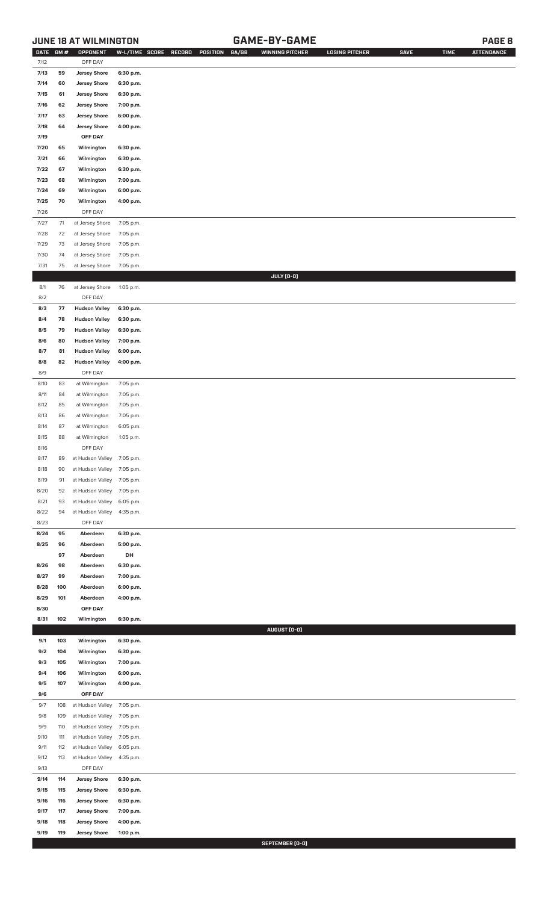## JUNE 18 AT WILMINGTON — GAME-BY-GAME

| DATE | GM # | OPPONENT | W-L/TIME | SCORE | RECORD | POSITION | GA/GB | WINNING PITCHER | LOSING PITCHER | SAVE | TIME | ATTENDANCE |
|---|---|---|---|---|---|---|---|---|---|---|---|---|
| 7/12 | | OFF DAY | | | | | | | | | | |
| 7/13 | 59 | Jersey Shore | 6:30 p.m. | | | | | | | | | |
| 7/14 | 60 | Jersey Shore | 6:30 p.m. | | | | | | | | | |
| 7/15 | 61 | Jersey Shore | 6:30 p.m. | | | | | | | | | |
| 7/16 | 62 | Jersey Shore | 7:00 p.m. | | | | | | | | | |
| 7/17 | 63 | Jersey Shore | 6:00 p.m. | | | | | | | | | |
| 7/18 | 64 | Jersey Shore | 4:00 p.m. | | | | | | | | | |
| 7/19 | | OFF DAY | | | | | | | | | | |
| 7/20 | 65 | Wilmington | 6:30 p.m. | | | | | | | | | |
| 7/21 | 66 | Wilmington | 6:30 p.m. | | | | | | | | | |
| 7/22 | 67 | Wilmington | 6:30 p.m. | | | | | | | | | |
| 7/23 | 68 | Wilmington | 7:00 p.m. | | | | | | | | | |
| 7/24 | 69 | Wilmington | 6:00 p.m. | | | | | | | | | |
| 7/25 | 70 | Wilmington | 4:00 p.m. | | | | | | | | | |
| 7/26 | | OFF DAY | | | | | | | | | | |
| 7/27 | 71 | at Jersey Shore | 7:05 p.m. | | | | | | | | | |
| 7/28 | 72 | at Jersey Shore | 7:05 p.m. | | | | | | | | | |
| 7/29 | 73 | at Jersey Shore | 7:05 p.m. | | | | | | | | | |
| 7/30 | 74 | at Jersey Shore | 7:05 p.m. | | | | | | | | | |
| 7/31 | 75 | at Jersey Shore | 7:05 p.m. | | | | | | | | | |
| | | | | | | | | JULY (0-0) | | | | |
| 8/1 | 76 | at Jersey Shore | 1:05 p.m. | | | | | | | | | |
| 8/2 | | OFF DAY | | | | | | | | | | |
| 8/3 | 77 | Hudson Valley | 6:30 p.m. | | | | | | | | | |
| 8/4 | 78 | Hudson Valley | 6:30 p.m. | | | | | | | | | |
| 8/5 | 79 | Hudson Valley | 6:30 p.m. | | | | | | | | | |
| 8/6 | 80 | Hudson Valley | 7:00 p.m. | | | | | | | | | |
| 8/7 | 81 | Hudson Valley | 6:00 p.m. | | | | | | | | | |
| 8/8 | 82 | Hudson Valley | 4:00 p.m. | | | | | | | | | |
| 8/9 | | OFF DAY | | | | | | | | | | |
| 8/10 | 83 | at Wilmington | 7:05 p.m. | | | | | | | | | |
| 8/11 | 84 | at Wilmington | 7:05 p.m. | | | | | | | | | |
| 8/12 | 85 | at Wilmington | 7:05 p.m. | | | | | | | | | |
| 8/13 | 86 | at Wilmington | 7:05 p.m. | | | | | | | | | |
| 8/14 | 87 | at Wilmington | 6:05 p.m. | | | | | | | | | |
| 8/15 | 88 | at Wilmington | 1:05 p.m. | | | | | | | | | |
| 8/16 | | OFF DAY | | | | | | | | | | |
| 8/17 | 89 | at Hudson Valley | 7:05 p.m. | | | | | | | | | |
| 8/18 | 90 | at Hudson Valley | 7:05 p.m. | | | | | | | | | |
| 8/19 | 91 | at Hudson Valley | 7:05 p.m. | | | | | | | | | |
| 8/20 | 92 | at Hudson Valley | 7:05 p.m. | | | | | | | | | |
| 8/21 | 93 | at Hudson Valley | 6:05 p.m. | | | | | | | | | |
| 8/22 | 94 | at Hudson Valley | 4:35 p.m. | | | | | | | | | |
| 8/23 | | OFF DAY | | | | | | | | | | |
| 8/24 | 95 | Aberdeen | 6:30 p.m. | | | | | | | | | |
| 8/25 | 96 | Aberdeen | 5:00 p.m. | | | | | | | | | |
| | 97 | Aberdeen | DH | | | | | | | | | |
| 8/26 | 98 | Aberdeen | 6:30 p.m. | | | | | | | | | |
| 8/27 | 99 | Aberdeen | 7:00 p.m. | | | | | | | | | |
| 8/28 | 100 | Aberdeen | 6:00 p.m. | | | | | | | | | |
| 8/29 | 101 | Aberdeen | 4:00 p.m. | | | | | | | | | |
| 8/30 | | OFF DAY | | | | | | | | | | |
| 8/31 | 102 | Wilmington | 6:30 p.m. | | | | | | | | | |
| | | | | | | | | AUGUST (0-0) | | | | |
| 9/1 | 103 | Wilmington | 6:30 p.m. | | | | | | | | | |
| 9/2 | 104 | Wilmington | 6:30 p.m. | | | | | | | | | |
| 9/3 | 105 | Wilmington | 7:00 p.m. | | | | | | | | | |
| 9/4 | 106 | Wilmington | 6:00 p.m. | | | | | | | | | |
| 9/5 | 107 | Wilmington | 4:00 p.m. | | | | | | | | | |
| 9/6 | | OFF DAY | | | | | | | | | | |
| 9/7 | 108 | at Hudson Valley | 7:05 p.m. | | | | | | | | | |
| 9/8 | 109 | at Hudson Valley | 7:05 p.m. | | | | | | | | | |
| 9/9 | 110 | at Hudson Valley | 7:05 p.m. | | | | | | | | | |
| 9/10 | 111 | at Hudson Valley | 7:05 p.m. | | | | | | | | | |
| 9/11 | 112 | at Hudson Valley | 6:05 p.m. | | | | | | | | | |
| 9/12 | 113 | at Hudson Valley | 4:35 p.m. | | | | | | | | | |
| 9/13 | | OFF DAY | | | | | | | | | | |
| 9/14 | 114 | Jersey Shore | 6:30 p.m. | | | | | | | | | |
| 9/15 | 115 | Jersey Shore | 6:30 p.m. | | | | | | | | | |
| 9/16 | 116 | Jersey Shore | 6:30 p.m. | | | | | | | | | |
| 9/17 | 117 | Jersey Shore | 7:00 p.m. | | | | | | | | | |
| 9/18 | 118 | Jersey Shore | 4:00 p.m. | | | | | | | | | |
| 9/19 | 119 | Jersey Shore | 1:00 p.m. | | | | | | | | | |
| | | | | | | | | SEPTEMBER (0-0) | | | | |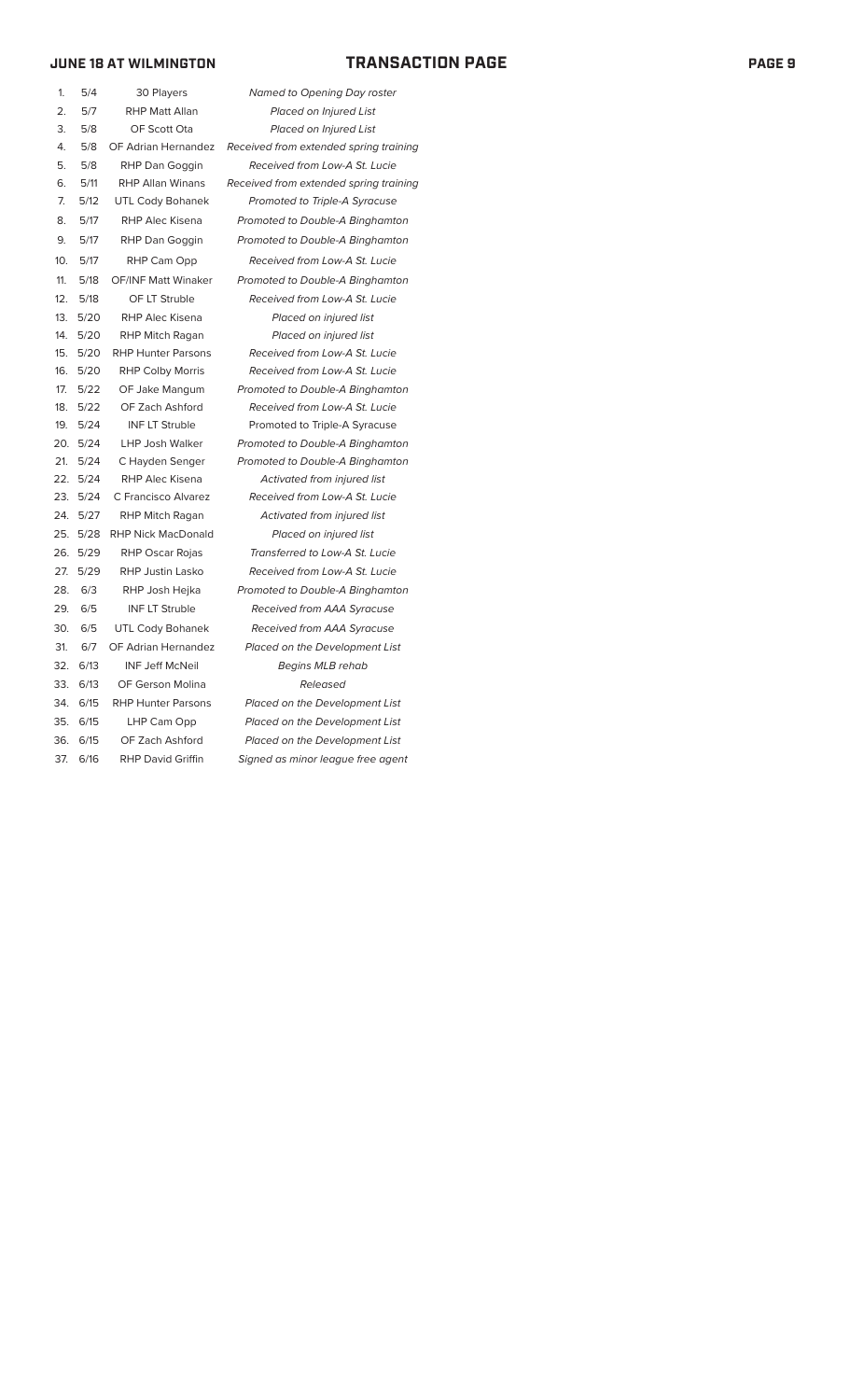## TRANSACTION PAGE

| | | | |
|---|---|---|---|
| 1. | 5/4 | 30 Players | *Named to Opening Day roster* |
| 2. | 5/7 | RHP Matt Allan | *Placed on Injured List* |
| 3. | 5/8 | OF Scott Ota | *Placed on Injured List* |
| 4. | 5/8 | OF Adrian Hernandez | *Received from extended spring training* |
| 5. | 5/8 | RHP Dan Goggin | *Received from Low-A St. Lucie* |
| 6. | 5/11 | RHP Allan Winans | *Received from extended spring training* |
| 7. | 5/12 | UTL Cody Bohanek | *Promoted to Triple-A Syracuse* |
| 8. | 5/17 | RHP Alec Kisena | *Promoted to Double-A Binghamton* |
| 9. | 5/17 | RHP Dan Goggin | *Promoted to Double-A Binghamton* |
| 10. | 5/17 | RHP Cam Opp | *Received from Low-A St. Lucie* |
| 11. | 5/18 | OF/INF Matt Winaker | *Promoted to Double-A Binghamton* |
| 12. | 5/18 | OF LT Struble | *Received from Low-A St. Lucie* |
| 13. | 5/20 | RHP Alec Kisena | *Placed on injured list* |
| 14. | 5/20 | RHP Mitch Ragan | *Placed on injured list* |
| 15. | 5/20 | RHP Hunter Parsons | *Received from Low-A St. Lucie* |
| 16. | 5/20 | RHP Colby Morris | *Received from Low-A St. Lucie* |
| 17. | 5/22 | OF Jake Mangum | *Promoted to Double-A Binghamton* |
| 18. | 5/22 | OF Zach Ashford | *Received from Low-A St. Lucie* |
| 19. | 5/24 | INF LT Struble | Promoted to Triple-A Syracuse |
| 20. | 5/24 | LHP Josh Walker | *Promoted to Double-A Binghamton* |
| 21. | 5/24 | C Hayden Senger | *Promoted to Double-A Binghamton* |
| 22. | 5/24 | RHP Alec Kisena | *Activated from injured list* |
| 23. | 5/24 | C Francisco Alvarez | *Received from Low-A St. Lucie* |
| 24. | 5/27 | RHP Mitch Ragan | *Activated from injured list* |
| 25. | 5/28 | RHP Nick MacDonald | *Placed on injured list* |
| 26. | 5/29 | RHP Oscar Rojas | *Transferred to Low-A St. Lucie* |
| 27. | 5/29 | RHP Justin Lasko | *Received from Low-A St. Lucie* |
| 28. | 6/3 | RHP Josh Hejka | *Promoted to Double-A Binghamton* |
| 29. | 6/5 | INF LT Struble | *Received from AAA Syracuse* |
| 30. | 6/5 | UTL Cody Bohanek | *Received from AAA Syracuse* |
| 31. | 6/7 | OF Adrian Hernandez | *Placed on the Development List* |
| 32. | 6/13 | INF Jeff McNeil | *Begins MLB rehab* |
| 33. | 6/13 | OF Gerson Molina | *Released* |
| 34. | 6/15 | RHP Hunter Parsons | *Placed on the Development List* |
| 35. | 6/15 | LHP Cam Opp | *Placed on the Development List* |
| 36. | 6/15 | OF Zach Ashford | *Placed on the Development List* |
| 37. | 6/16 | RHP David Griffin | *Signed as minor league free agent* |